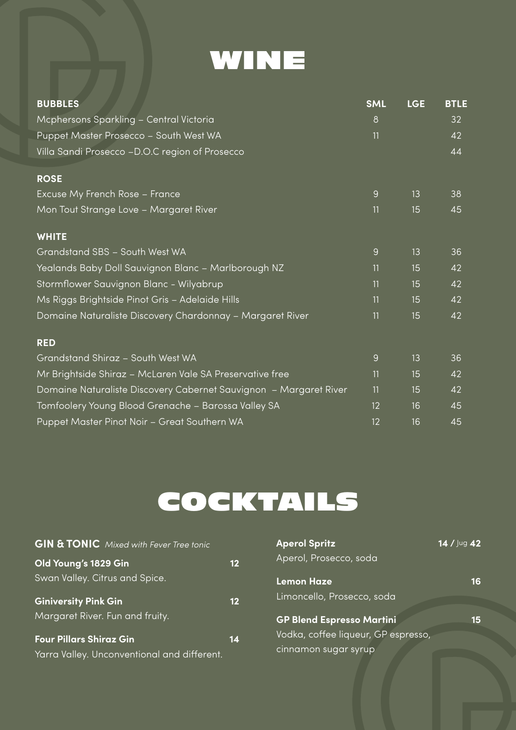# WINE

| BUBBLES | SML | LGE | BTLE |
| --- | --- | --- | --- |
| Mcphersons Sparkling – Central Victoria | 8 | | 32 |
| Puppet Master Prosecco – South West WA | 11 | | 42 |
| Villa Sandi Prosecco –D.O.C region of Prosecco | | | 44 |
| **ROSE** | | | |
| Excuse My French Rose – France | 9 | 13 | 38 |
| Mon Tout Strange Love – Margaret River | 11 | 15 | 45 |
| **WHITE** | | | |
| Grandstand SBS – South West WA | 9 | 13 | 36 |
| Yealands Baby Doll Sauvignon Blanc – Marlborough NZ | 11 | 15 | 42 |
| Stormflower Sauvignon Blanc - Wilyabrup | 11 | 15 | 42 |
| Ms Riggs Brightside Pinot Gris – Adelaide Hills | 11 | 15 | 42 |
| Domaine Naturaliste Discovery Chardonnay – Margaret River | 11 | 15 | 42 |
| **RED** | | | |
| Grandstand Shiraz – South West WA | 9 | 13 | 36 |
| Mr Brightside Shiraz – McLaren Vale SA Preservative free | 11 | 15 | 42 |
| Domaine Naturaliste Discovery Cabernet Sauvignon – Margaret River | 11 | 15 | 42 |
| Tomfoolery Young Blood Grenache – Barossa Valley SA | 12 | 16 | 45 |
| Puppet Master Pinot Noir – Great Southern WA | 12 | 16 | 45 |

# COCKTAILS

**GIN & TONIC** *Mixed with Fever Tree tonic*

**Old Young's 1829 Gin** **12**
Swan Valley. Citrus and Spice.

**Giniversity Pink Gin** **12**
Margaret River. Fun and fruity.

**Four Pillars Shiraz Gin** **14**
Yarra Valley. Unconventional and different.

**Aperol Spritz** **14 /** Jug **42**
Aperol, Prosecco, soda

**Lemon Haze** **16**
Limoncello, Prosecco, soda

**GP Blend Espresso Martini** **15**
Vodka, coffee liqueur, GP espresso, cinnamon sugar syrup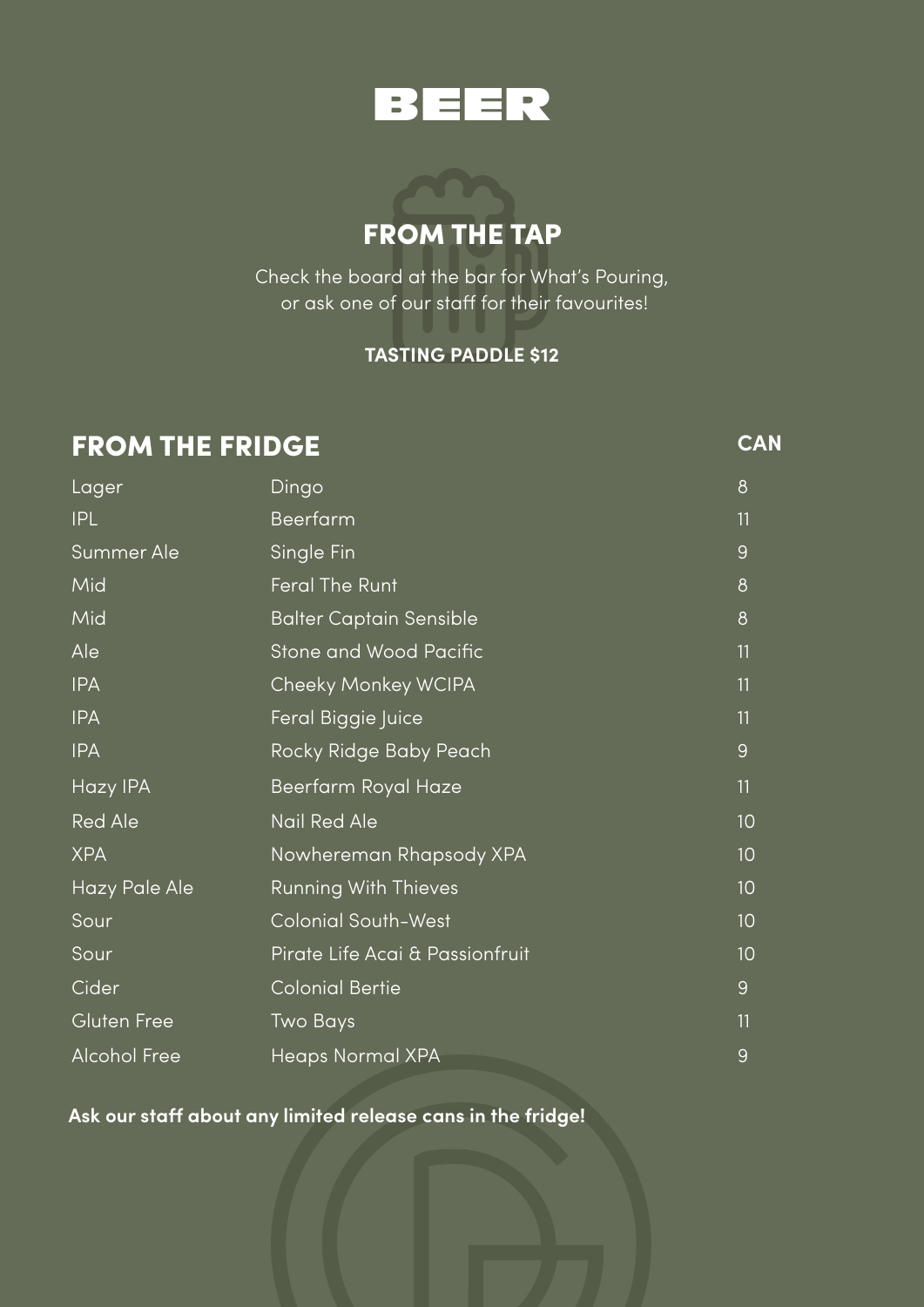# BEER

## FROM THE TAP

Check the board at the bar for What's Pouring, or ask one of our staff for their favourites!

**TASTING PADDLE $12**

## FROM THE FRIDGE

| | | CAN |
|---|---|---|
| Lager | Dingo | 8 |
| IPL | Beerfarm | 11 |
| Summer Ale | Single Fin | 9 |
| Mid | Feral The Runt | 8 |
| Mid | Balter Captain Sensible | 8 |
| Ale | Stone and Wood Pacific | 11 |
| IPA | Cheeky Monkey WCIPA | 11 |
| IPA | Feral Biggie Juice | 11 |
| IPA | Rocky Ridge Baby Peach | 9 |
| Hazy IPA | Beerfarm Royal Haze | 11 |
| Red Ale | Nail Red Ale | 10 |
| XPA | Nowhereman Rhapsody XPA | 10 |
| Hazy Pale Ale | Running With Thieves | 10 |
| Sour | Colonial South-West | 10 |
| Sour | Pirate Life Acai & Passionfruit | 10 |
| Cider | Colonial Bertie | 9 |
| Gluten Free | Two Bays | 11 |
| Alcohol Free | Heaps Normal XPA | 9 |

**Ask our staff about any limited release cans in the fridge!**